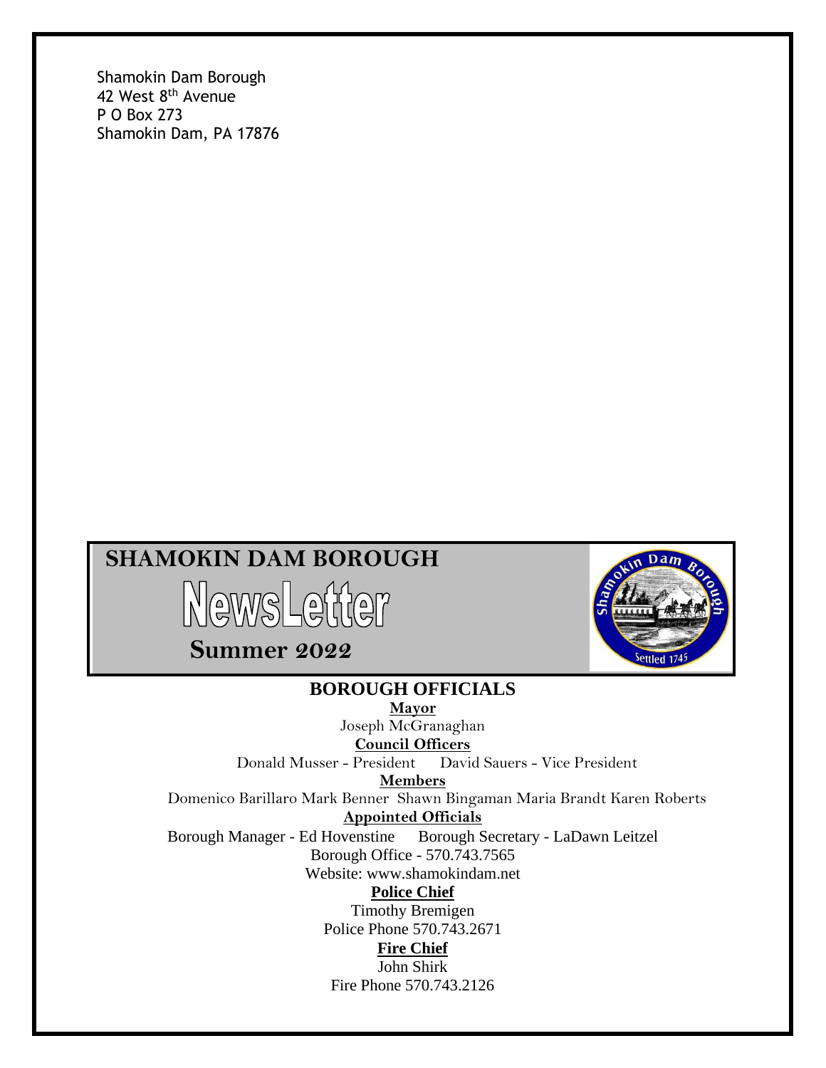Shamokin Dam Borough
42 West 8th Avenue
P O Box 273
Shamokin Dam, PA 17876

# SHAMOKIN DAM BOROUGH

# NewsLetter

## Summer 2022

## BOROUGH OFFICIALS

**Mayor**

Joseph McGranaghan

**Council Officers**

Donald Musser - President David Sauers - Vice President

**Members**

Domenico Barillaro Mark Benner Shawn Bingaman Maria Brandt Karen Roberts

**Appointed Officials**

Borough Manager - Ed Hovenstine Borough Secretary - LaDawn Leitzel

Borough Office - 570.743.7565

Website: www.shamokindam.net

**Police Chief**

Timothy Bremigen

Police Phone 570.743.2671

**Fire Chief**

John Shirk

Fire Phone 570.743.2126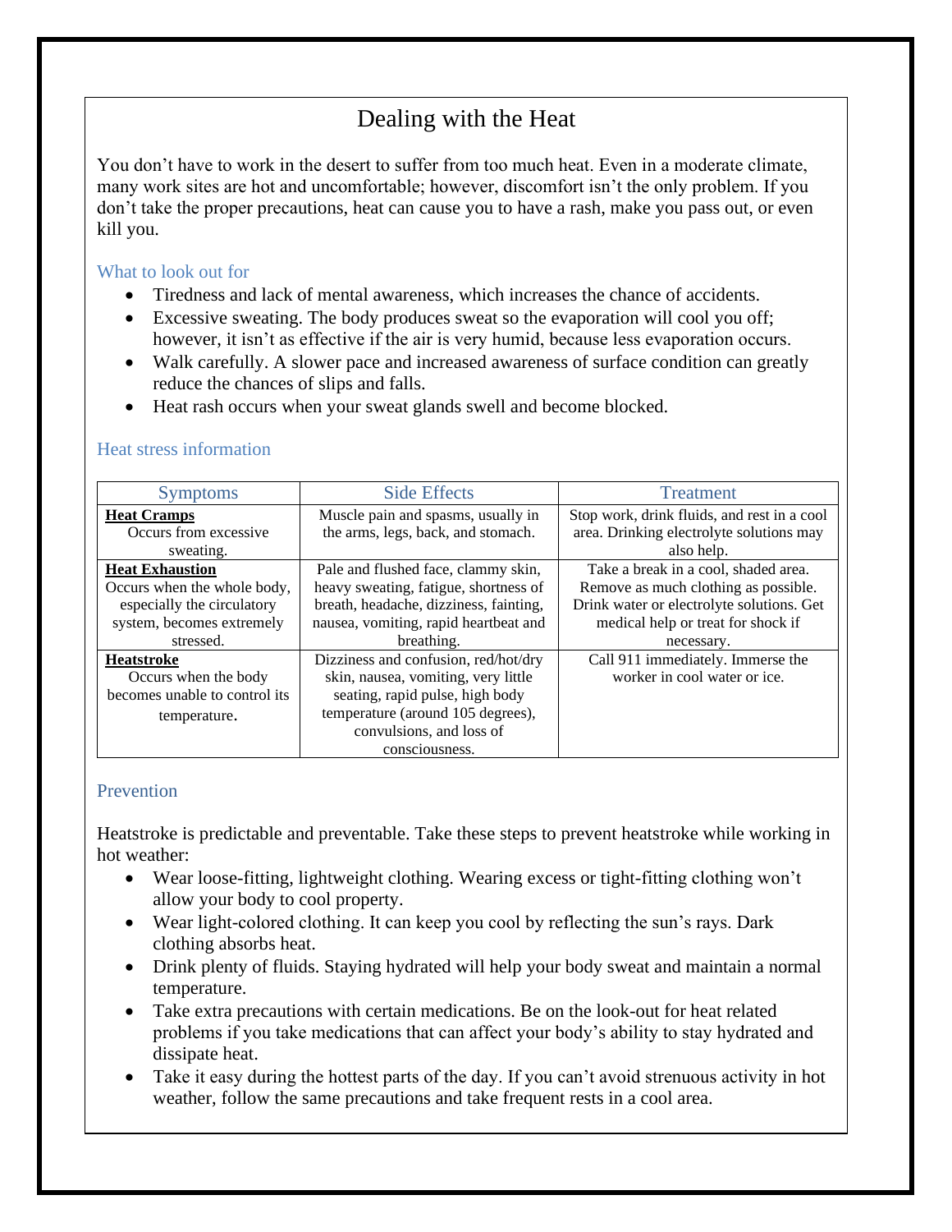# Dealing with the Heat

You don’t have to work in the desert to suffer from too much heat. Even in a moderate climate, many work sites are hot and uncomfortable; however, discomfort isn’t the only problem. If you don’t take the proper precautions, heat can cause you to have a rash, make you pass out, or even kill you.

## What to look out for

- Tiredness and lack of mental awareness, which increases the chance of accidents.
- Excessive sweating. The body produces sweat so the evaporation will cool you off; however, it isn’t as effective if the air is very humid, because less evaporation occurs.
- Walk carefully. A slower pace and increased awareness of surface condition can greatly reduce the chances of slips and falls.
- Heat rash occurs when your sweat glands swell and become blocked.

## Heat stress information

| Symptoms | Side Effects | Treatment |
| --- | --- | --- |
| **Heat Cramps** Occurs from excessive sweating. | Muscle pain and spasms, usually in the arms, legs, back, and stomach. | Stop work, drink fluids, and rest in a cool area. Drinking electrolyte solutions may also help. |
| **Heat Exhaustion** Occurs when the whole body, especially the circulatory system, becomes extremely stressed. | Pale and flushed face, clammy skin, heavy sweating, fatigue, shortness of breath, headache, dizziness, fainting, nausea, vomiting, rapid heartbeat and breathing. | Take a break in a cool, shaded area. Remove as much clothing as possible. Drink water or electrolyte solutions. Get medical help or treat for shock if necessary. |
| **Heatstroke** Occurs when the body becomes unable to control its temperature. | Dizziness and confusion, red/hot/dry skin, nausea, vomiting, very little seating, rapid pulse, high body temperature (around 105 degrees), convulsions, and loss of consciousness. | Call 911 immediately. Immerse the worker in cool water or ice. |

## Prevention

Heatstroke is predictable and preventable. Take these steps to prevent heatstroke while working in hot weather:

- Wear loose-fitting, lightweight clothing. Wearing excess or tight-fitting clothing won’t allow your body to cool property.
- Wear light-colored clothing. It can keep you cool by reflecting the sun’s rays. Dark clothing absorbs heat.
- Drink plenty of fluids. Staying hydrated will help your body sweat and maintain a normal temperature.
- Take extra precautions with certain medications. Be on the look-out for heat related problems if you take medications that can affect your body’s ability to stay hydrated and dissipate heat.
- Take it easy during the hottest parts of the day. If you can’t avoid strenuous activity in hot weather, follow the same precautions and take frequent rests in a cool area.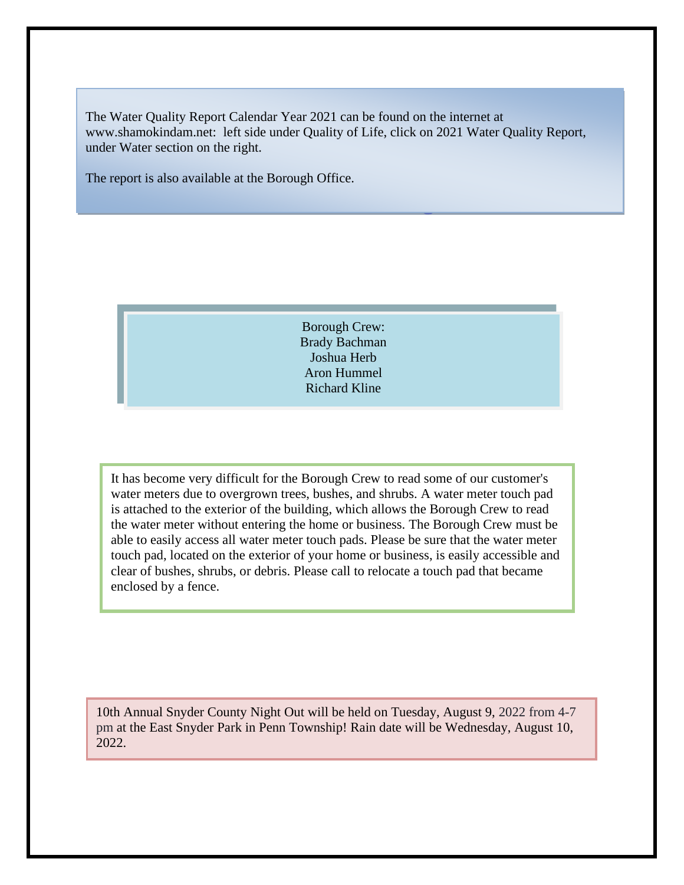The Water Quality Report Calendar Year 2021 can be found on the internet at www.shamokindam.net: left side under Quality of Life, click on 2021 Water Quality Report, under Water section on the right.

The report is also available at the Borough Office.

Borough Crew:
Brady Bachman
Joshua Herb
Aron Hummel
Richard Kline

It has become very difficult for the Borough Crew to read some of our customer's water meters due to overgrown trees, bushes, and shrubs. A water meter touch pad is attached to the exterior of the building, which allows the Borough Crew to read the water meter without entering the home or business. The Borough Crew must be able to easily access all water meter touch pads. Please be sure that the water meter touch pad, located on the exterior of your home or business, is easily accessible and clear of bushes, shrubs, or debris. Please call to relocate a touch pad that became enclosed by a fence.

10th Annual Snyder County Night Out will be held on Tuesday, August 9, 2022 from 4-7 pm at the East Snyder Park in Penn Township! Rain date will be Wednesday, August 10, 2022.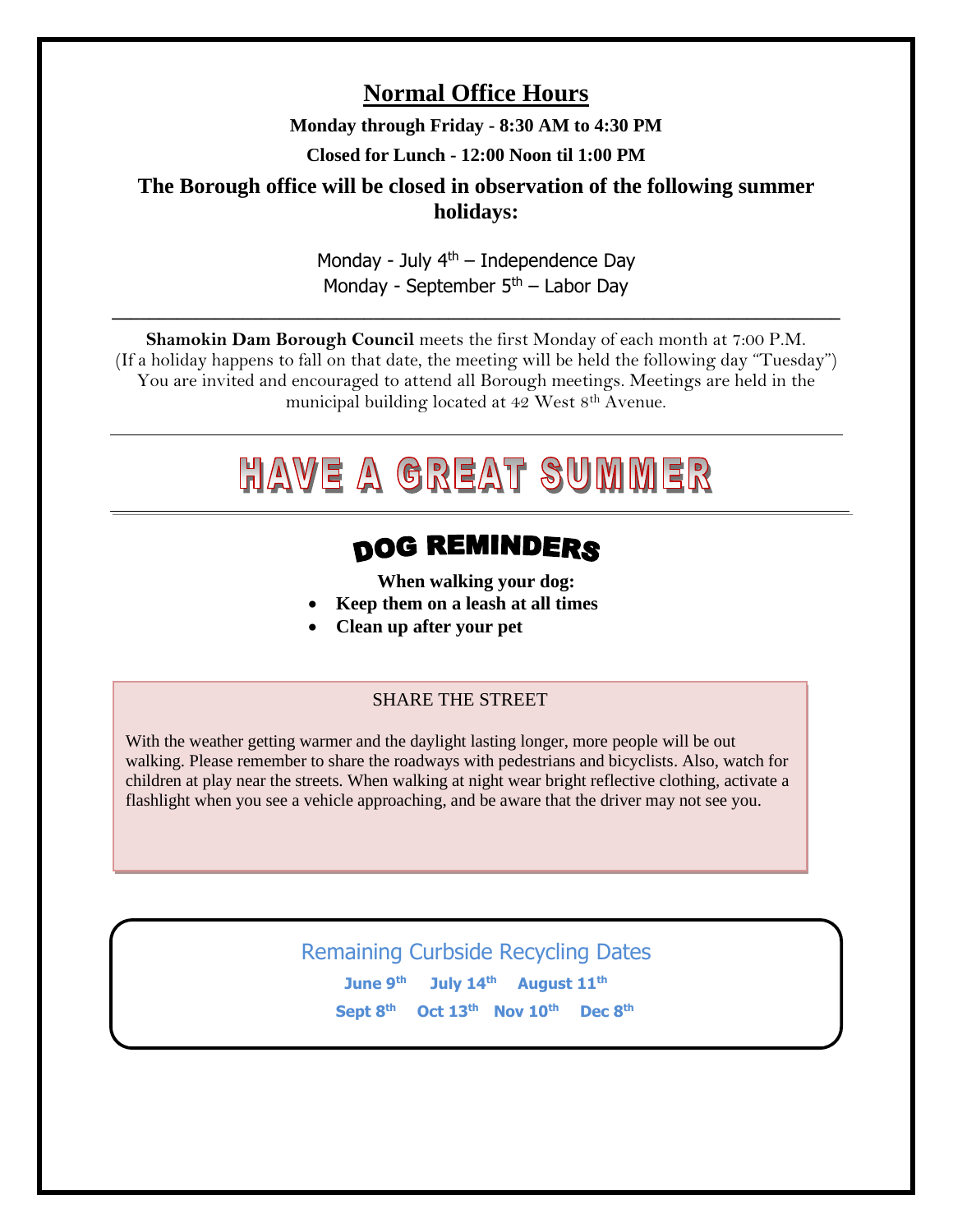## Normal Office Hours

**Monday through Friday - 8:30 AM to 4:30 PM**

**Closed for Lunch - 12:00 Noon til 1:00 PM**

**The Borough office will be closed in observation of the following summer holidays:**

Monday - July 4th – Independence Day

Monday - September 5th – Labor Day

---

**Shamokin Dam Borough Council** meets the first Monday of each month at 7:00 P.M. (If a holiday happens to fall on that date, the meeting will be held the following day "Tuesday") You are invited and encouraged to attend all Borough meetings. Meetings are held in the municipal building located at 42 West 8th Avenue.

---

# HAVE A GREAT SUMMER

---

## DOG REMINDERS

**When walking your dog:**

- **Keep them on a leash at all times**
- **Clean up after your pet**

### SHARE THE STREET

With the weather getting warmer and the daylight lasting longer, more people will be out walking. Please remember to share the roadways with pedestrians and bicyclists. Also, watch for children at play near the streets. When walking at night wear bright reflective clothing, activate a flashlight when you see a vehicle approaching, and be aware that the driver may not see you.

### Remaining Curbside Recycling Dates

**June 9th July 14th August 11th**

**Sept 8th Oct 13th Nov 10th Dec 8th**